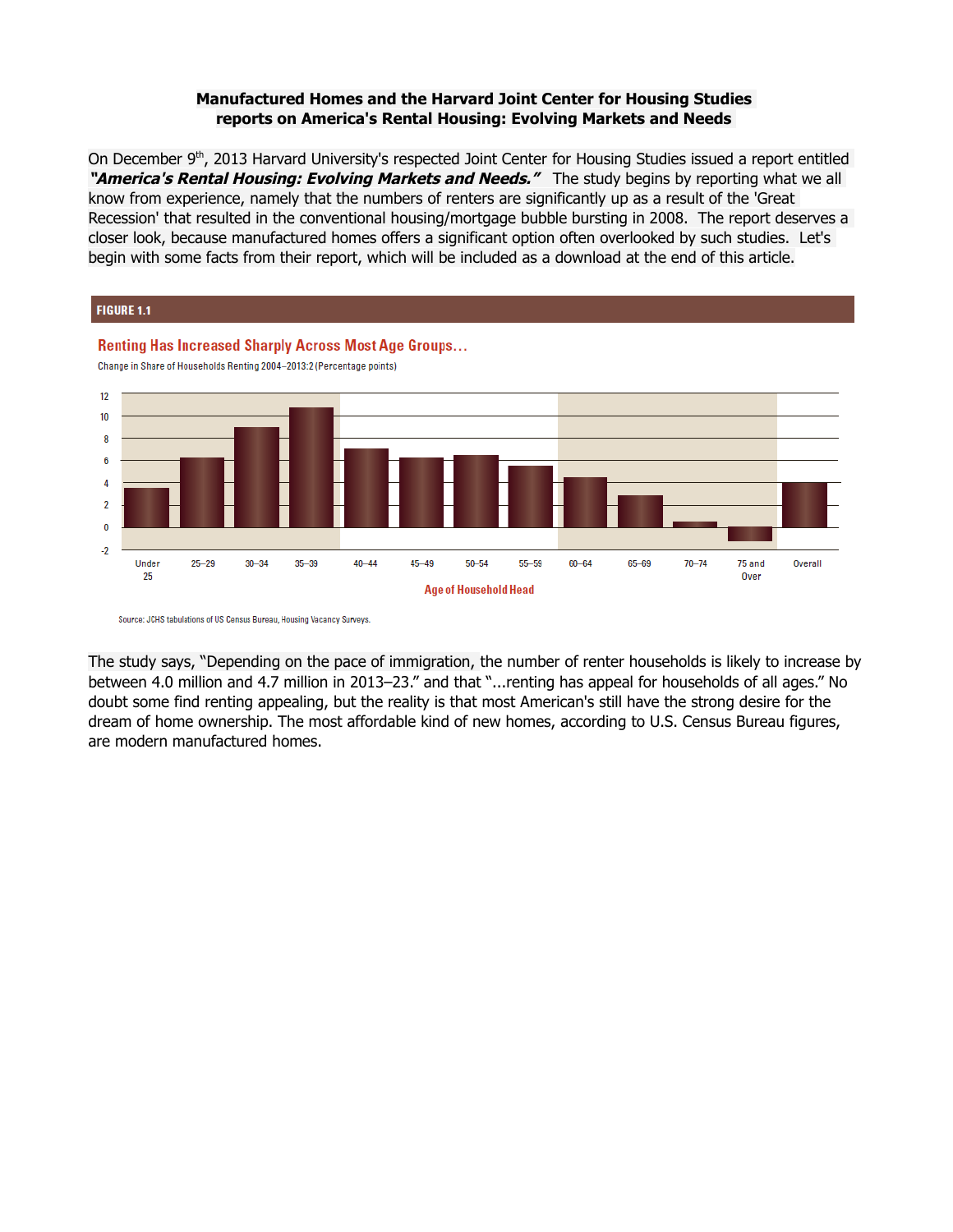**Manufactured Homes and the Harvard Joint Center for Housing Studies reports on America's Rental Housing: Evolving Markets and Needs**

On December 9th, 2013 Harvard University's respected Joint Center for Housing Studies issued a report entitled ***"America's Rental Housing: Evolving Markets and Needs."*** The study begins by reporting what we all know from experience, namely that the numbers of renters are significantly up as a result of the 'Great Recession' that resulted in the conventional housing/mortgage bubble bursting in 2008. The report deserves a closer look, because manufactured homes offers a significant option often overlooked by such studies. Let's begin with some facts from their report, which will be included as a download at the end of this article.

**FIGURE 1.1**

**Renting Has Increased Sharply Across Most Age Groups...**

Change in Share of Households Renting 2004–2013:2 (Percentage points)

Age of Household Head: Under 25, 25–29, 30–34, 35–39, 40–44, 45–49, 50–54, 55–59, 60–64, 65–69, 70–74, 75 and Over, Overall

Source: JCHS tabulations of US Census Bureau, Housing Vacancy Surveys.

The study says, "Depending on the pace of immigration, the number of renter households is likely to increase by between 4.0 million and 4.7 million in 2013–23." and that "...renting has appeal for households of all ages." No doubt some find renting appealing, but the reality is that most American's still have the strong desire for the dream of home ownership. The most affordable kind of new homes, according to U.S. Census Bureau figures, are modern manufactured homes.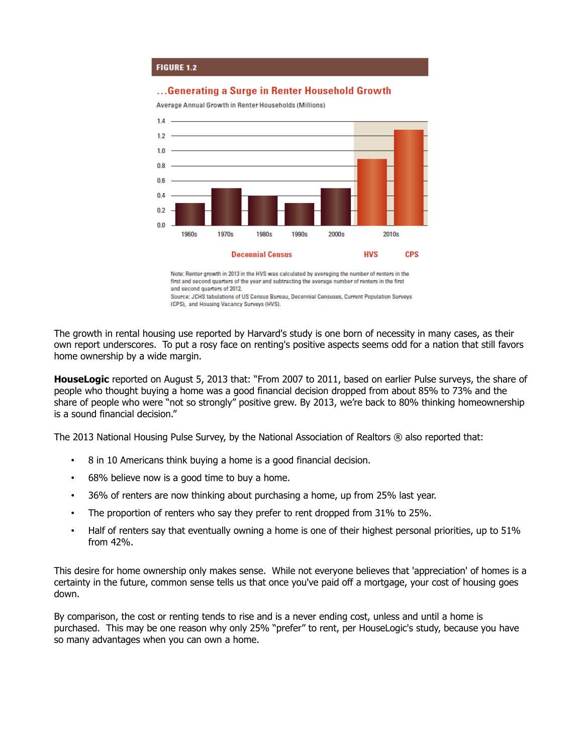**FIGURE 1.2**

**...Generating a Surge in Renter Household Growth**

Average Annual Growth in Renter Households (Millions)

Decennial Census: 1960s, 1970s, 1980s, 1990s, 2000s; 2010s: HVS, CPS

Note: Renter growth in 2013 in the HVS was calculated by averaging the number of renters in the first and second quarters of the year and subtracting the average number of renters in the first and second quarters of 2012.
Source: JCHS tabulations of US Census Bureau, Decennial Censuses, Current Population Surveys (CPS), and Housing Vacancy Surveys (HVS).

The growth in rental housing use reported by Harvard's study is one born of necessity in many cases, as their own report underscores. To put a rosy face on renting's positive aspects seems odd for a nation that still favors home ownership by a wide margin.

**HouseLogic** reported on August 5, 2013 that: "From 2007 to 2011, based on earlier Pulse surveys, the share of people who thought buying a home was a good financial decision dropped from about 85% to 73% and the share of people who were "not so strongly" positive grew. By 2013, we're back to 80% thinking homeownership is a sound financial decision."

The 2013 National Housing Pulse Survey, by the National Association of Realtors ® also reported that:

- 8 in 10 Americans think buying a home is a good financial decision.
- 68% believe now is a good time to buy a home.
- 36% of renters are now thinking about purchasing a home, up from 25% last year.
- The proportion of renters who say they prefer to rent dropped from 31% to 25%.
- Half of renters say that eventually owning a home is one of their highest personal priorities, up to 51% from 42%.

This desire for home ownership only makes sense. While not everyone believes that 'appreciation' of homes is a certainty in the future, common sense tells us that once you've paid off a mortgage, your cost of housing goes down.

By comparison, the cost or renting tends to rise and is a never ending cost, unless and until a home is purchased. This may be one reason why only 25% "prefer" to rent, per HouseLogic's study, because you have so many advantages when you can own a home.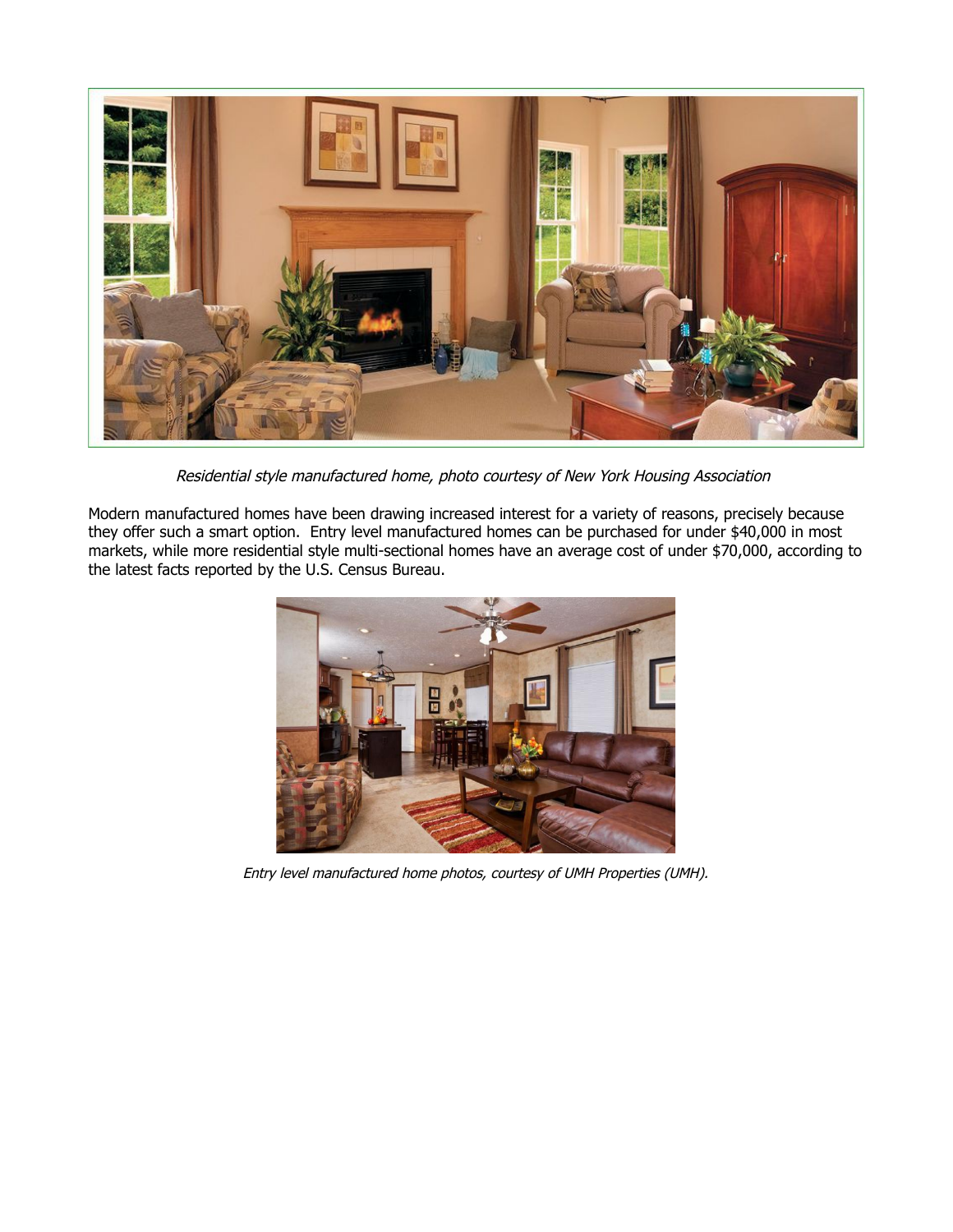*Residential style manufactured home, photo courtesy of New York Housing Association*

Modern manufactured homes have been drawing increased interest for a variety of reasons, precisely because they offer such a smart option. Entry level manufactured homes can be purchased for under $40,000 in most markets, while more residential style multi-sectional homes have an average cost of under $70,000, according to the latest facts reported by the U.S. Census Bureau.

*Entry level manufactured home photos, courtesy of UMH Properties (UMH).*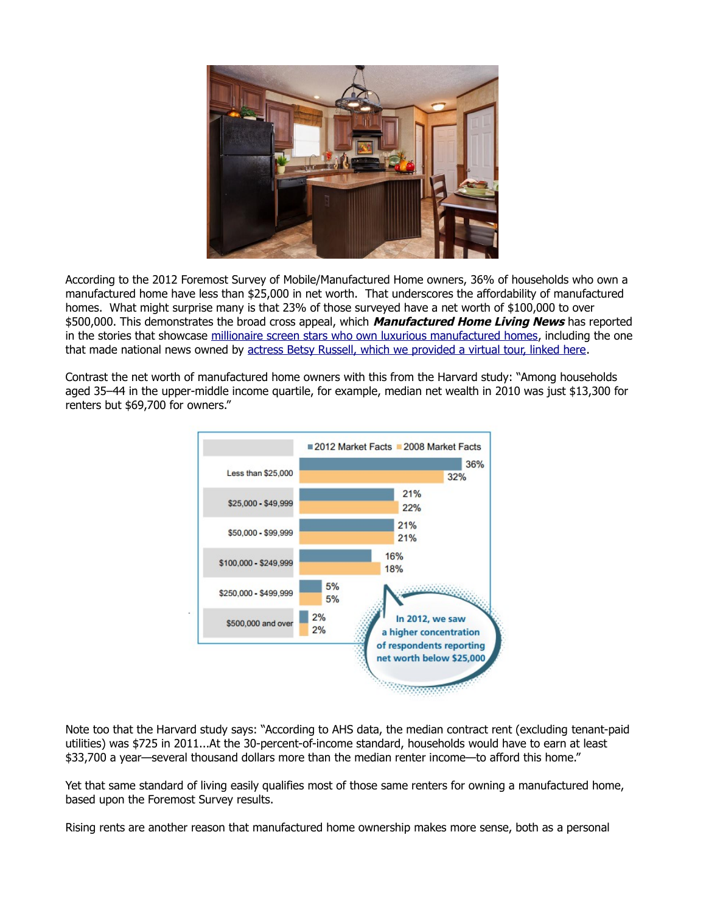According to the 2012 Foremost Survey of Mobile/Manufactured Home owners, 36% of households who own a manufactured home have less than $25,000 in net worth.  That underscores the affordability of manufactured homes.  What might surprise many is that 23% of those surveyed have a net worth of $100,000 to over $500,000. This demonstrates the broad cross appeal, which ***Manufactured Home Living News*** has reported in the stories that showcase millionaire screen stars who own luxurious manufactured homes, including the one that made national news owned by actress Betsy Russell, which we provided a virtual tour, linked here.

Contrast the net worth of manufactured home owners with this from the Harvard study: "Among households aged 35–44 in the upper-middle income quartile, for example, median net wealth in 2010 was just $13,300 for renters but $69,700 for owners."

| Net worth | 2012 Market Facts | 2008 Market Facts |
| --- | --- | --- |
| Less than $25,000 | 36% | 32% |
| $25,000 - $49,999 | 21% | 22% |
| $50,000 - $99,999 | 21% | 21% |
| $100,000 - $249,999 | 16% | 18% |
| $250,000 - $499,999 | 5% | 5% |
| $500,000 and over | 2% | 2% |

In 2012, we saw a higher concentration of respondents reporting net worth below $25,000

Note too that the Harvard study says: "According to AHS data, the median contract rent (excluding tenant-paid utilities) was $725 in 2011...At the 30-percent-of-income standard, households would have to earn at least $33,700 a year—several thousand dollars more than the median renter income—to afford this home."

Yet that same standard of living easily qualifies most of those same renters for owning a manufactured home, based upon the Foremost Survey results.

Rising rents are another reason that manufactured home ownership makes more sense, both as a personal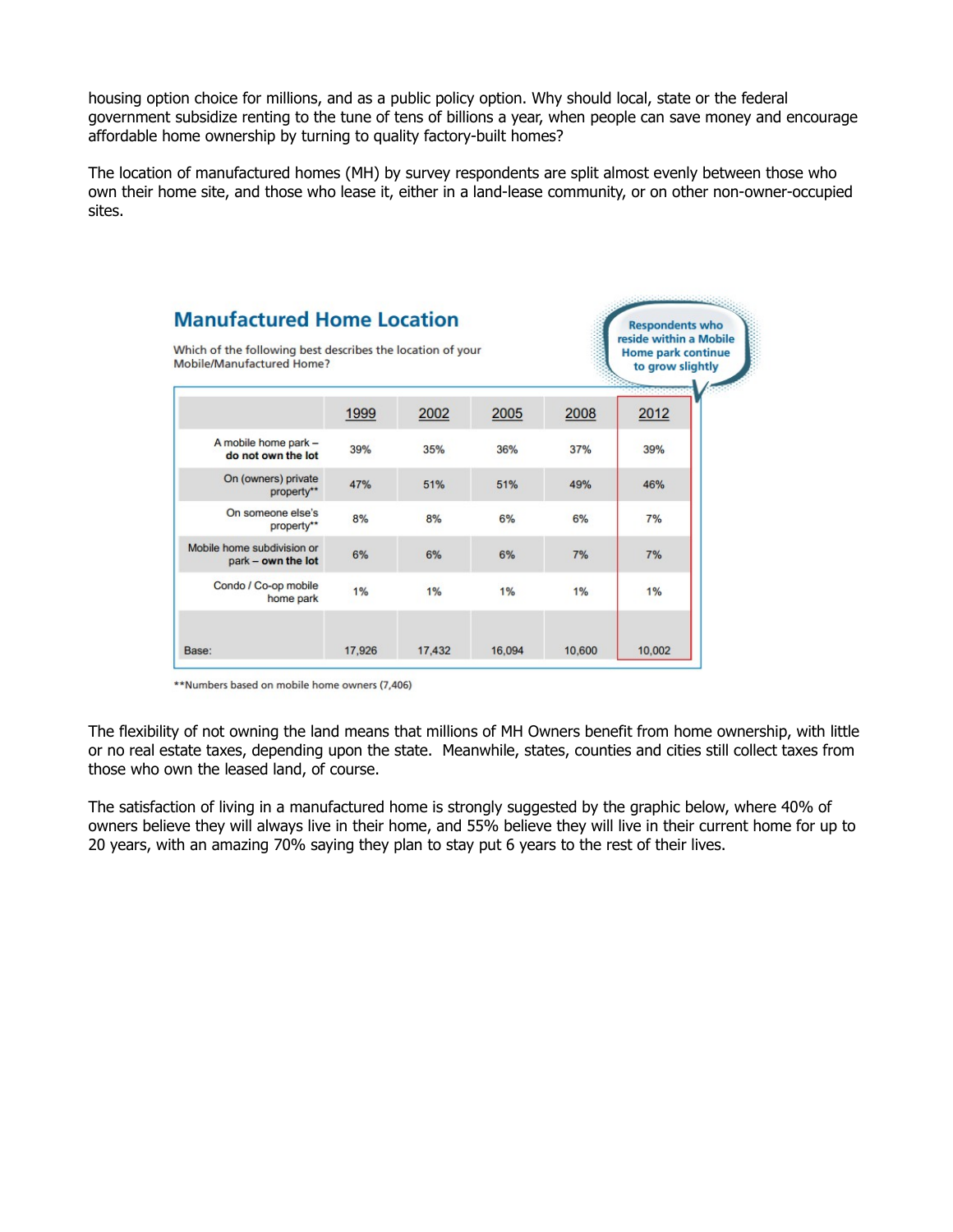housing option choice for millions, and as a public policy option. Why should local, state or the federal government subsidize renting to the tune of tens of billions a year, when people can save money and encourage affordable home ownership by turning to quality factory-built homes?

The location of manufactured homes (MH) by survey respondents are split almost evenly between those who own their home site, and those who lease it, either in a land-lease community, or on other non-owner-occupied sites.

## Manufactured Home Location

Which of the following best describes the location of your Mobile/Manufactured Home?

Respondents who reside within a Mobile Home park continue to grow slightly

| | 1999 | 2002 | 2005 | 2008 | 2012 |
|---|---|---|---|---|---|
| A mobile home park – **do not own the lot** | 39% | 35% | 36% | 37% | 39% |
| On (owners) private property** | 47% | 51% | 51% | 49% | 46% |
| On someone else's property** | 8% | 8% | 6% | 6% | 7% |
| Mobile home subdivision or park – **own the lot** | 6% | 6% | 6% | 7% | 7% |
| Condo / Co-op mobile home park | 1% | 1% | 1% | 1% | 1% |
| Base: | 17,926 | 17,432 | 16,094 | 10,600 | 10,002 |

**Numbers based on mobile home owners (7,406)

The flexibility of not owning the land means that millions of MH Owners benefit from home ownership, with little or no real estate taxes, depending upon the state. Meanwhile, states, counties and cities still collect taxes from those who own the leased land, of course.

The satisfaction of living in a manufactured home is strongly suggested by the graphic below, where 40% of owners believe they will always live in their home, and 55% believe they will live in their current home for up to 20 years, with an amazing 70% saying they plan to stay put 6 years to the rest of their lives.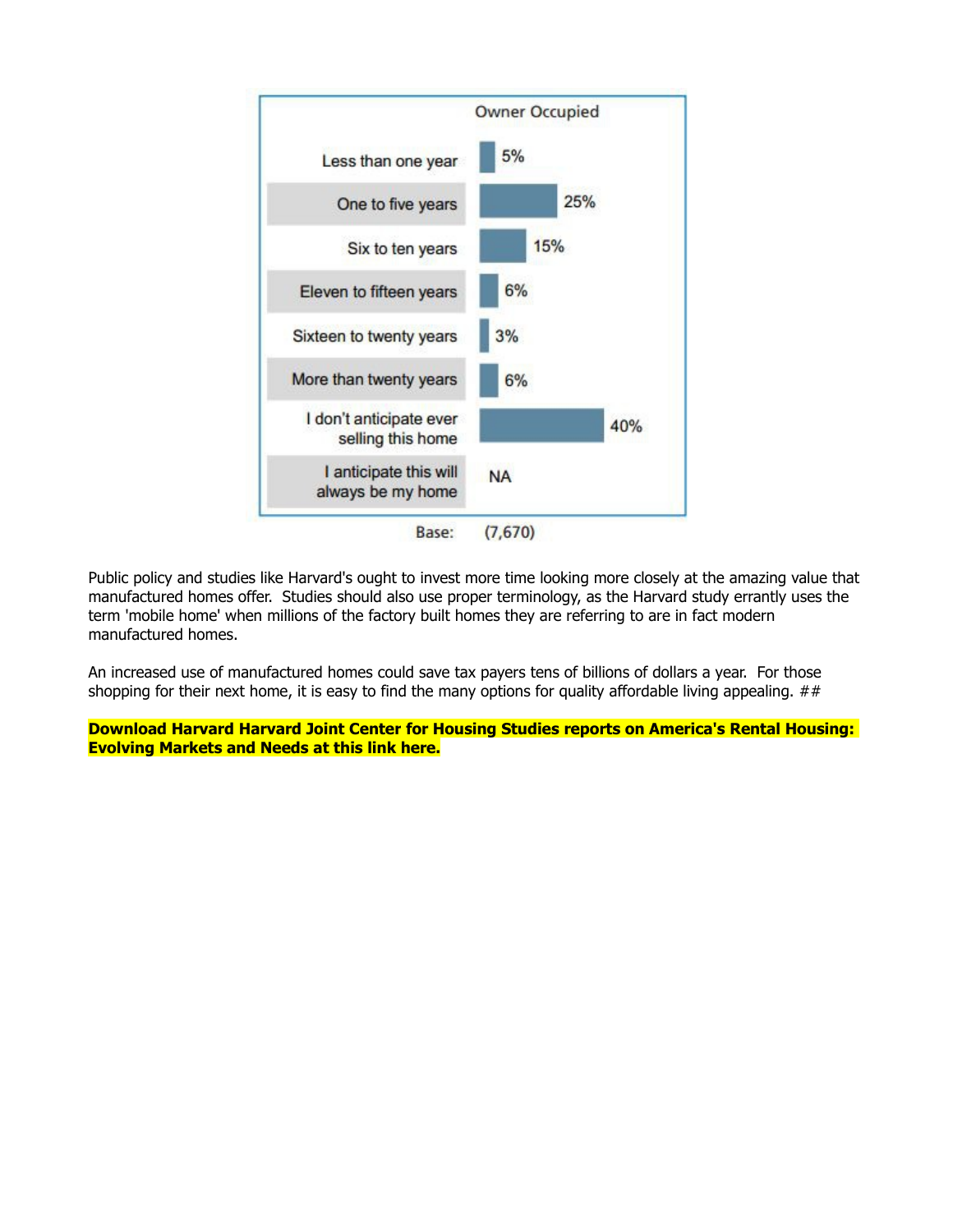Owner Occupied

Less than one year 5%

One to five years 25%

Six to ten years 15%

Eleven to fifteen years 6%

Sixteen to twenty years 3%

More than twenty years 6%

I don't anticipate ever selling this home 40%

I anticipate this will always be my home NA

Base: (7,670)

Public policy and studies like Harvard's ought to invest more time looking more closely at the amazing value that manufactured homes offer.  Studies should also use proper terminology, as the Harvard study errantly uses the term 'mobile home' when millions of the factory built homes they are referring to are in fact modern manufactured homes.

An increased use of manufactured homes could save tax payers tens of billions of dollars a year.  For those shopping for their next home, it is easy to find the many options for quality affordable living appealing. ##

**Download Harvard Harvard Joint Center for Housing Studies reports on America's Rental Housing: Evolving Markets and Needs at this link here.**